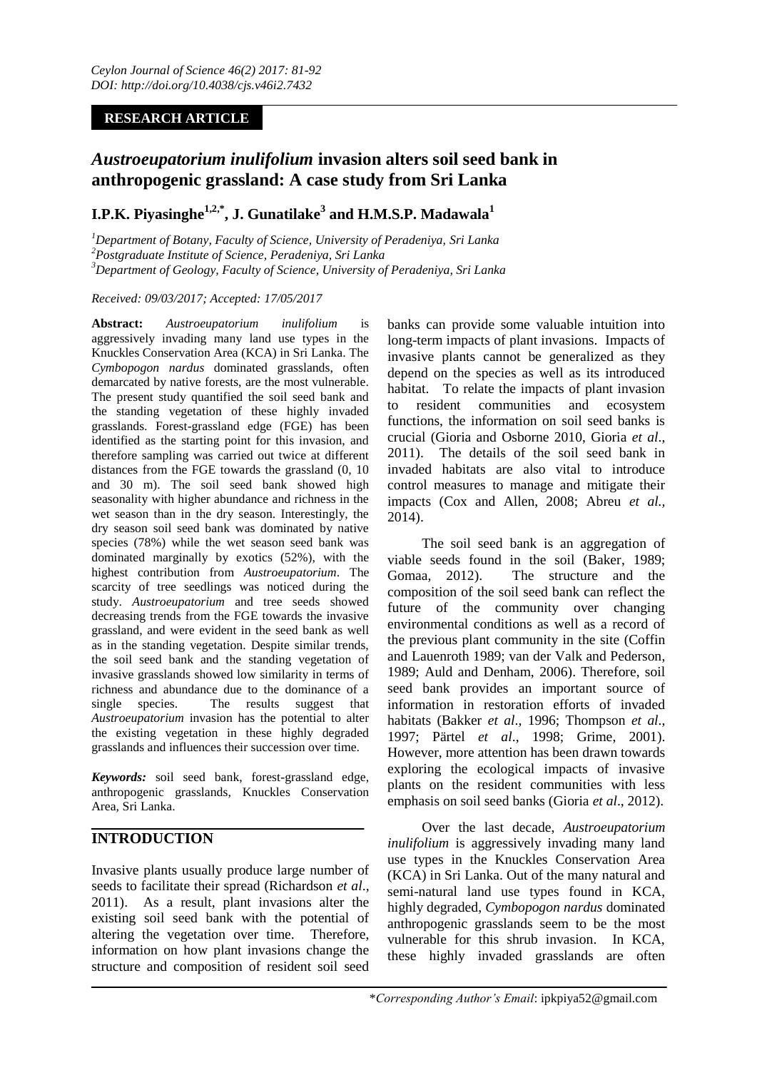**RESEARCH ARTICLE**

# *Austroeupatorium inulifolium* invasion alters soil seed bank in anthropogenic grassland: A case study from Sri Lanka

**I.P.K. Piyasinghe[1,2,*], J. Gunatilake[3] and H.M.S.P. Madawala[1]**

[1]*Department of Botany, Faculty of Science, University of Peradeniya, Sri Lanka*
[2]*Postgraduate Institute of Science, Peradeniya, Sri Lanka*
[3]*Department of Geology, Faculty of Science, University of Peradeniya, Sri Lanka*

*Received: 09/03/2017; Accepted: 17/05/2017*

**Abstract:** *Austroeupatorium inulifolium* is aggressively invading many land use types in the Knuckles Conservation Area (KCA) in Sri Lanka. The *Cymbopogon nardus* dominated grasslands, often demarcated by native forests, are the most vulnerable. The present study quantified the soil seed bank and the standing vegetation of these highly invaded grasslands. Forest-grassland edge (FGE) has been identified as the starting point for this invasion, and therefore sampling was carried out twice at different distances from the FGE towards the grassland (0, 10 and 30 m). The soil seed bank showed high seasonality with higher abundance and richness in the wet season than in the dry season. Interestingly, the dry season soil seed bank was dominated by native species (78%) while the wet season seed bank was dominated marginally by exotics (52%), with the highest contribution from *Austroeupatorium*. The scarcity of tree seedlings was noticed during the study. *Austroeupatorium* and tree seeds showed decreasing trends from the FGE towards the invasive grassland, and were evident in the seed bank as well as in the standing vegetation. Despite similar trends, the soil seed bank and the standing vegetation of invasive grasslands showed low similarity in terms of richness and abundance due to the dominance of a single species. The results suggest that *Austroeupatorium* invasion has the potential to alter the existing vegetation in these highly degraded grasslands and influences their succession over time.

***Keywords:*** soil seed bank, forest-grassland edge, anthropogenic grasslands, Knuckles Conservation Area, Sri Lanka.

## INTRODUCTION

Invasive plants usually produce large number of seeds to facilitate their spread (Richardson *et al*., 2011). As a result, plant invasions alter the existing soil seed bank with the potential of altering the vegetation over time. Therefore, information on how plant invasions change the structure and composition of resident soil seed banks can provide some valuable intuition into long-term impacts of plant invasions. Impacts of invasive plants cannot be generalized as they depend on the species as well as its introduced habitat. To relate the impacts of plant invasion to resident communities and ecosystem functions, the information on soil seed banks is crucial (Gioria and Osborne 2010, Gioria *et al*., 2011). The details of the soil seed bank in invaded habitats are also vital to introduce control measures to manage and mitigate their impacts (Cox and Allen, 2008; Abreu *et al.,* 2014).

The soil seed bank is an aggregation of viable seeds found in the soil (Baker, 1989; Gomaa, 2012). The structure and the composition of the soil seed bank can reflect the future of the community over changing environmental conditions as well as a record of the previous plant community in the site (Coffin and Lauenroth 1989; van der Valk and Pederson, 1989; Auld and Denham, 2006). Therefore, soil seed bank provides an important source of information in restoration efforts of invaded habitats (Bakker *et al*., 1996; Thompson *et al*., 1997; Pärtel *et al*., 1998; Grime, 2001). However, more attention has been drawn towards exploring the ecological impacts of invasive plants on the resident communities with less emphasis on soil seed banks (Gioria *et al*., 2012).

Over the last decade, *Austroeupatorium inulifolium* is aggressively invading many land use types in the Knuckles Conservation Area (KCA) in Sri Lanka. Out of the many natural and semi-natural land use types found in KCA, highly degraded, *Cymbopogon nardus* dominated anthropogenic grasslands seem to be the most vulnerable for this shrub invasion. In KCA, these highly invaded grasslands are often

*\*Corresponding Author's Email*: ipkpiya52@gmail.com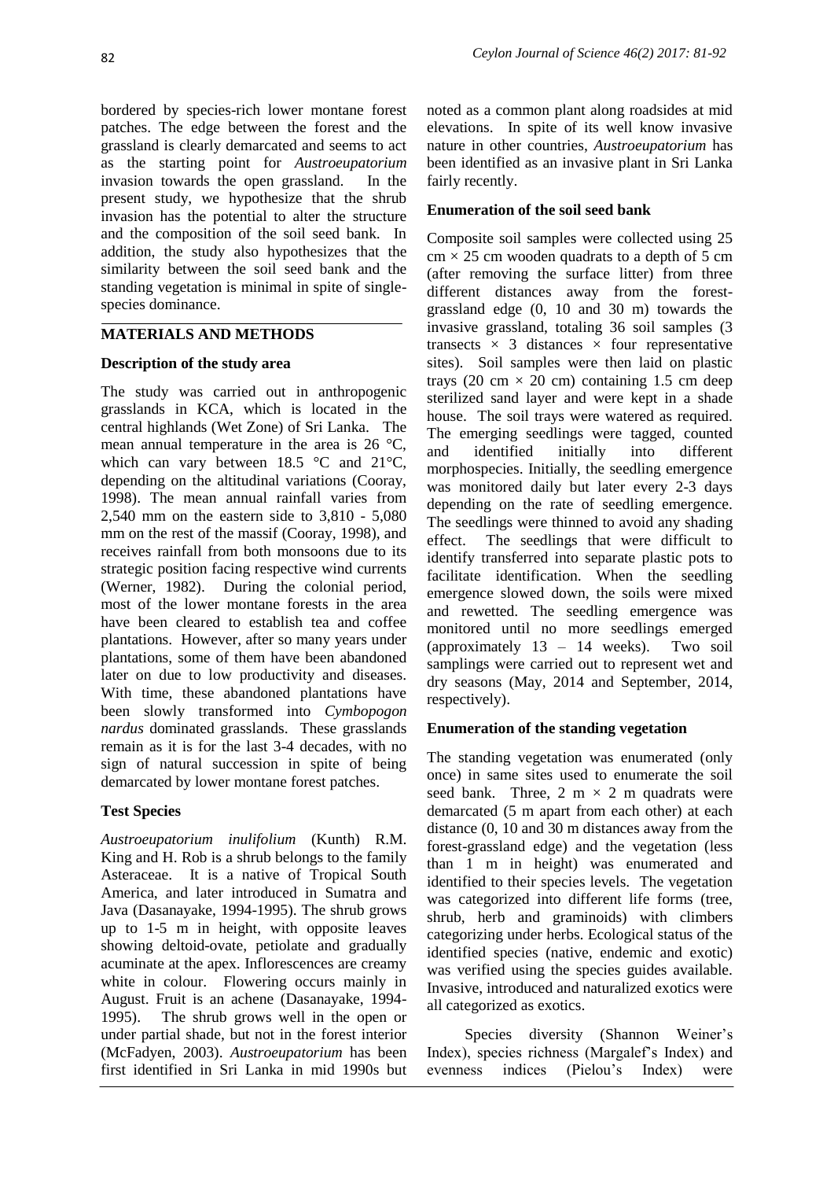bordered by species-rich lower montane forest patches. The edge between the forest and the grassland is clearly demarcated and seems to act as the starting point for *Austroeupatorium* invasion towards the open grassland. In the present study, we hypothesize that the shrub invasion has the potential to alter the structure and the composition of the soil seed bank. In addition, the study also hypothesizes that the similarity between the soil seed bank and the standing vegetation is minimal in spite of single-species dominance.

## MATERIALS AND METHODS

### Description of the study area

The study was carried out in anthropogenic grasslands in KCA, which is located in the central highlands (Wet Zone) of Sri Lanka. The mean annual temperature in the area is 26 °C, which can vary between 18.5 °C and 21°C, depending on the altitudinal variations (Cooray, 1998). The mean annual rainfall varies from 2,540 mm on the eastern side to 3,810 - 5,080 mm on the rest of the massif (Cooray, 1998), and receives rainfall from both monsoons due to its strategic position facing respective wind currents (Werner, 1982). During the colonial period, most of the lower montane forests in the area have been cleared to establish tea and coffee plantations. However, after so many years under plantations, some of them have been abandoned later on due to low productivity and diseases. With time, these abandoned plantations have been slowly transformed into *Cymbopogon nardus* dominated grasslands. These grasslands remain as it is for the last 3-4 decades, with no sign of natural succession in spite of being demarcated by lower montane forest patches.

### Test Species

*Austroeupatorium inulifolium* (Kunth) R.M. King and H. Rob is a shrub belongs to the family Asteraceae. It is a native of Tropical South America, and later introduced in Sumatra and Java (Dasanayake, 1994-1995). The shrub grows up to 1-5 m in height, with opposite leaves showing deltoid-ovate, petiolate and gradually acuminate at the apex. Inflorescences are creamy white in colour. Flowering occurs mainly in August. Fruit is an achene (Dasanayake, 1994-1995). The shrub grows well in the open or under partial shade, but not in the forest interior (McFadyen, 2003). *Austroeupatorium* has been first identified in Sri Lanka in mid 1990s but noted as a common plant along roadsides at mid elevations. In spite of its well know invasive nature in other countries, *Austroeupatorium* has been identified as an invasive plant in Sri Lanka fairly recently.

### Enumeration of the soil seed bank

Composite soil samples were collected using 25 cm × 25 cm wooden quadrats to a depth of 5 cm (after removing the surface litter) from three different distances away from the forest-grassland edge (0, 10 and 30 m) towards the invasive grassland, totaling 36 soil samples (3 transects × 3 distances × four representative sites). Soil samples were then laid on plastic trays (20 cm × 20 cm) containing 1.5 cm deep sterilized sand layer and were kept in a shade house. The soil trays were watered as required. The emerging seedlings were tagged, counted and identified initially into different morphospecies. Initially, the seedling emergence was monitored daily but later every 2-3 days depending on the rate of seedling emergence. The seedlings were thinned to avoid any shading effect. The seedlings that were difficult to identify transferred into separate plastic pots to facilitate identification. When the seedling emergence slowed down, the soils were mixed and rewetted. The seedling emergence was monitored until no more seedlings emerged (approximately 13 – 14 weeks). Two soil samplings were carried out to represent wet and dry seasons (May, 2014 and September, 2014, respectively).

### Enumeration of the standing vegetation

The standing vegetation was enumerated (only once) in same sites used to enumerate the soil seed bank. Three, 2 m × 2 m quadrats were demarcated (5 m apart from each other) at each distance (0, 10 and 30 m distances away from the forest-grassland edge) and the vegetation (less than 1 m in height) was enumerated and identified to their species levels. The vegetation was categorized into different life forms (tree, shrub, herb and graminoids) with climbers categorizing under herbs. Ecological status of the identified species (native, endemic and exotic) was verified using the species guides available. Invasive, introduced and naturalized exotics were all categorized as exotics.

Species diversity (Shannon Weiner's Index), species richness (Margalef's Index) and evenness indices (Pielou's Index) were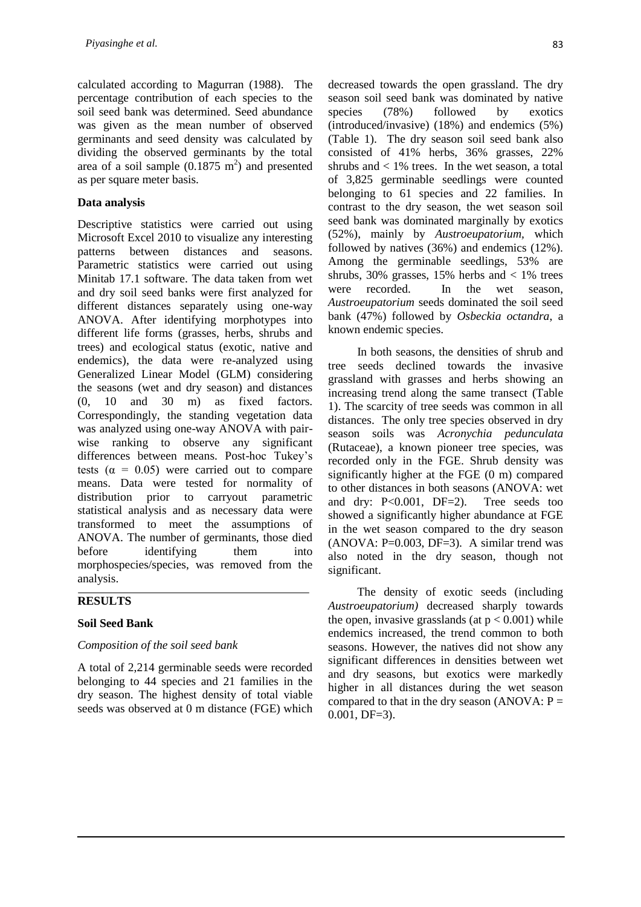calculated according to Magurran (1988). The percentage contribution of each species to the soil seed bank was determined. Seed abundance was given as the mean number of observed germinants and seed density was calculated by dividing the observed germinants by the total area of a soil sample (0.1875 $m^2$) and presented as per square meter basis.

**Data analysis**

Descriptive statistics were carried out using Microsoft Excel 2010 to visualize any interesting patterns between distances and seasons. Parametric statistics were carried out using Minitab 17.1 software. The data taken from wet and dry soil seed banks were first analyzed for different distances separately using one-way ANOVA. After identifying morphotypes into different life forms (grasses, herbs, shrubs and trees) and ecological status (exotic, native and endemics), the data were re-analyzed using Generalized Linear Model (GLM) considering the seasons (wet and dry season) and distances (0, 10 and 30 m) as fixed factors. Correspondingly, the standing vegetation data was analyzed using one-way ANOVA with pair-wise ranking to observe any significant differences between means. Post-hoc Tukey's tests ($\alpha = 0.05$) were carried out to compare means. Data were tested for normality of distribution prior to carryout parametric statistical analysis and as necessary data were transformed to meet the assumptions of ANOVA. The number of germinants, those died before identifying them into morphospecies/species, was removed from the analysis.

## RESULTS

### Soil Seed Bank

*Composition of the soil seed bank*

A total of 2,214 germinable seeds were recorded belonging to 44 species and 21 families in the dry season. The highest density of total viable seeds was observed at 0 m distance (FGE) which decreased towards the open grassland. The dry season soil seed bank was dominated by native species (78%) followed by exotics (introduced/invasive) (18%) and endemics (5%) (Table 1). The dry season soil seed bank also consisted of 41% herbs, 36% grasses, 22% shrubs and < 1% trees. In the wet season, a total of 3,825 germinable seedlings were counted belonging to 61 species and 22 families. In contrast to the dry season, the wet season soil seed bank was dominated marginally by exotics (52%), mainly by *Austroeupatorium*, which followed by natives (36%) and endemics (12%). Among the germinable seedlings, 53% are shrubs, 30% grasses, 15% herbs and < 1% trees were recorded. In the wet season, *Austroeupatorium* seeds dominated the soil seed bank (47%) followed by *Osbeckia octandra*, a known endemic species.

In both seasons, the densities of shrub and tree seeds declined towards the invasive grassland with grasses and herbs showing an increasing trend along the same transect (Table 1). The scarcity of tree seeds was common in all distances. The only tree species observed in dry season soils was *Acronychia pedunculata* (Rutaceae), a known pioneer tree species, was recorded only in the FGE. Shrub density was significantly higher at the FGE (0 m) compared to other distances in both seasons (ANOVA: wet and dry: P<0.001, DF=2). Tree seeds too showed a significantly higher abundance at FGE in the wet season compared to the dry season (ANOVA: P=0.003, DF=3). A similar trend was also noted in the dry season, though not significant.

The density of exotic seeds (including *Austroeupatorium)* decreased sharply towards the open, invasive grasslands (at $p < 0.001$) while endemics increased, the trend common to both seasons. However, the natives did not show any significant differences in densities between wet and dry seasons, but exotics were markedly higher in all distances during the wet season compared to that in the dry season (ANOVA: P = 0.001, DF=3).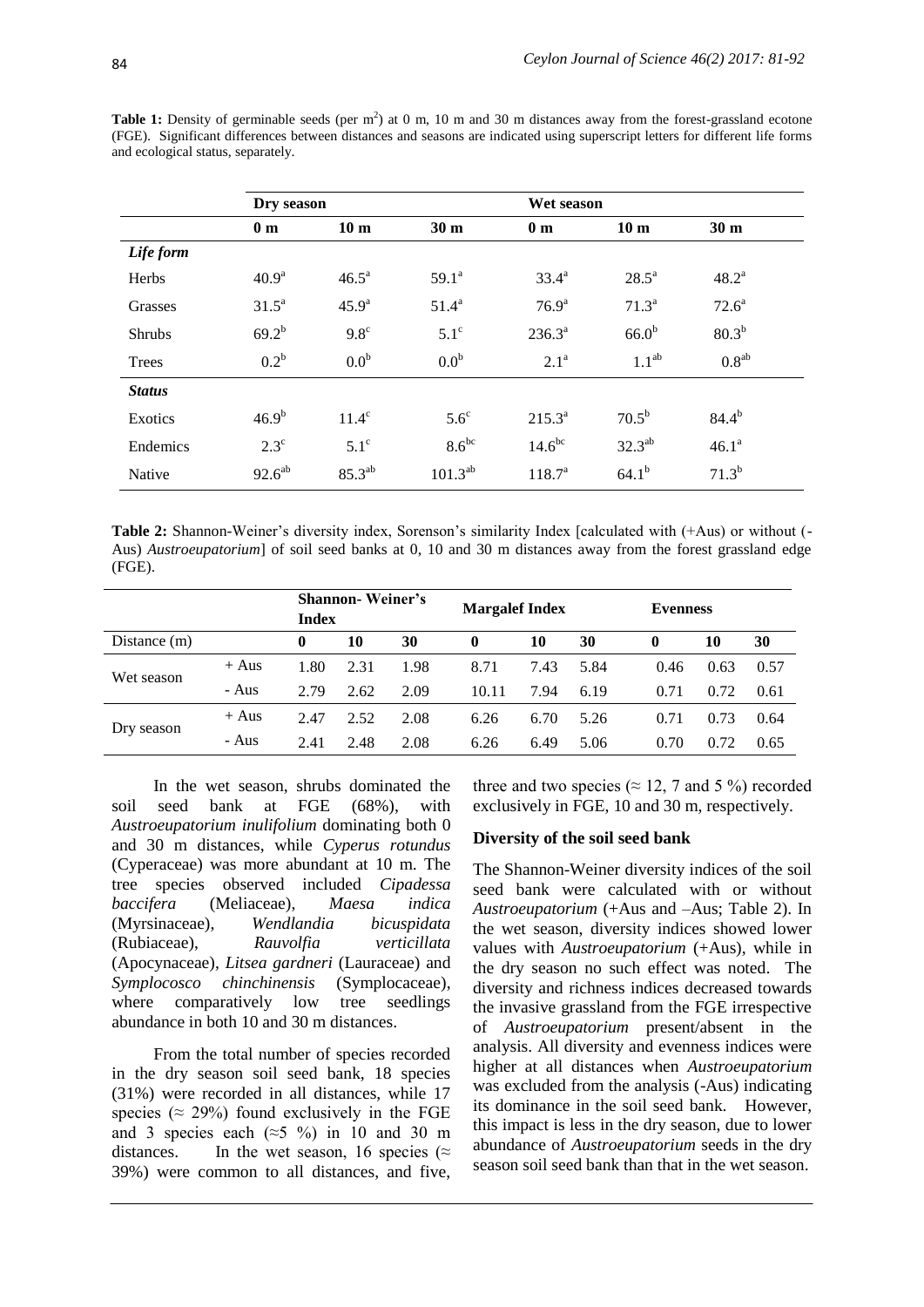**Table 1:** Density of germinable seeds (per m$^2$) at 0 m, 10 m and 30 m distances away from the forest-grassland ecotone (FGE). Significant differences between distances and seasons are indicated using superscript letters for different life forms and ecological status, separately.

| | Dry season | | | Wet season | | |
|---|---|---|---|---|---|---|
| | **0 m** | **10 m** | **30 m** | **0 m** | **10 m** | **30 m** |
| ***Life form*** | | | | | | |
| Herbs | $40.9^{a}$ | $46.5^{a}$ | $59.1^{a}$ | $33.4^{a}$ | $28.5^{a}$ | $48.2^{a}$ |
| Grasses | $31.5^{a}$ | $45.9^{a}$ | $51.4^{a}$ | $76.9^{a}$ | $71.3^{a}$ | $72.6^{a}$ |
| Shrubs | $69.2^{b}$ | $9.8^{c}$ | $5.1^{c}$ | $236.3^{a}$ | $66.0^{b}$ | $80.3^{b}$ |
| Trees | $0.2^{b}$ | $0.0^{b}$ | $0.0^{b}$ | $2.1^{a}$ | $1.1^{ab}$ | $0.8^{ab}$ |
| ***Status*** | | | | | | |
| Exotics | $46.9^{b}$ | $11.4^{c}$ | $5.6^{c}$ | $215.3^{a}$ | $70.5^{b}$ | $84.4^{b}$ |
| Endemics | $2.3^{c}$ | $5.1^{c}$ | $8.6^{bc}$ | $14.6^{bc}$ | $32.3^{ab}$ | $46.1^{a}$ |
| Native | $92.6^{ab}$ | $85.3^{ab}$ | $101.3^{ab}$ | $118.7^{a}$ | $64.1^{b}$ | $71.3^{b}$ |

**Table 2:** Shannon-Weiner's diversity index, Sorenson's similarity Index [calculated with (+Aus) or without (-Aus) *Austroeupatorium*] of soil seed banks at 0, 10 and 30 m distances away from the forest grassland edge (FGE).

| | | Shannon- Weiner's Index | | | Margalef Index | | | Evenness | | |
|---|---|---|---|---|---|---|---|---|---|---|
| Distance (m) | | **0** | **10** | **30** | **0** | **10** | **30** | **0** | **10** | **30** |
| Wet season | + Aus | 1.80 | 2.31 | 1.98 | 8.71 | 7.43 | 5.84 | 0.46 | 0.63 | 0.57 |
| | - Aus | 2.79 | 2.62 | 2.09 | 10.11 | 7.94 | 6.19 | 0.71 | 0.72 | 0.61 |
| Dry season | + Aus | 2.47 | 2.52 | 2.08 | 6.26 | 6.70 | 5.26 | 0.71 | 0.73 | 0.64 |
| | - Aus | 2.41 | 2.48 | 2.08 | 6.26 | 6.49 | 5.06 | 0.70 | 0.72 | 0.65 |

In the wet season, shrubs dominated the soil seed bank at FGE (68%), with *Austroeupatorium inulifolium* dominating both 0 and 30 m distances, while *Cyperus rotundus* (Cyperaceae) was more abundant at 10 m. The tree species observed included *Cipadessa baccifera* (Meliaceae), *Maesa indica* (Myrsinaceae), *Wendlandia bicuspidata* (Rubiaceae), *Rauvolfia verticillata* (Apocynaceae), *Litsea gardneri* (Lauraceae) and *Symplocosco chinchinensis* (Symplocaceae), where comparatively low tree seedlings abundance in both 10 and 30 m distances.

From the total number of species recorded in the dry season soil seed bank, 18 species (31%) were recorded in all distances, while 17 species (≈ 29%) found exclusively in the FGE and 3 species each (≈5 %) in 10 and 30 m distances. In the wet season, 16 species (≈ 39%) were common to all distances, and five, three and two species (≈ 12, 7 and 5 %) recorded exclusively in FGE, 10 and 30 m, respectively.

### Diversity of the soil seed bank

The Shannon-Weiner diversity indices of the soil seed bank were calculated with or without *Austroeupatorium* (+Aus and –Aus; Table 2). In the wet season, diversity indices showed lower values with *Austroeupatorium* (+Aus), while in the dry season no such effect was noted. The diversity and richness indices decreased towards the invasive grassland from the FGE irrespective of *Austroeupatorium* present/absent in the analysis. All diversity and evenness indices were higher at all distances when *Austroeupatorium* was excluded from the analysis (-Aus) indicating its dominance in the soil seed bank. However, this impact is less in the dry season, due to lower abundance of *Austroeupatorium* seeds in the dry season soil seed bank than that in the wet season.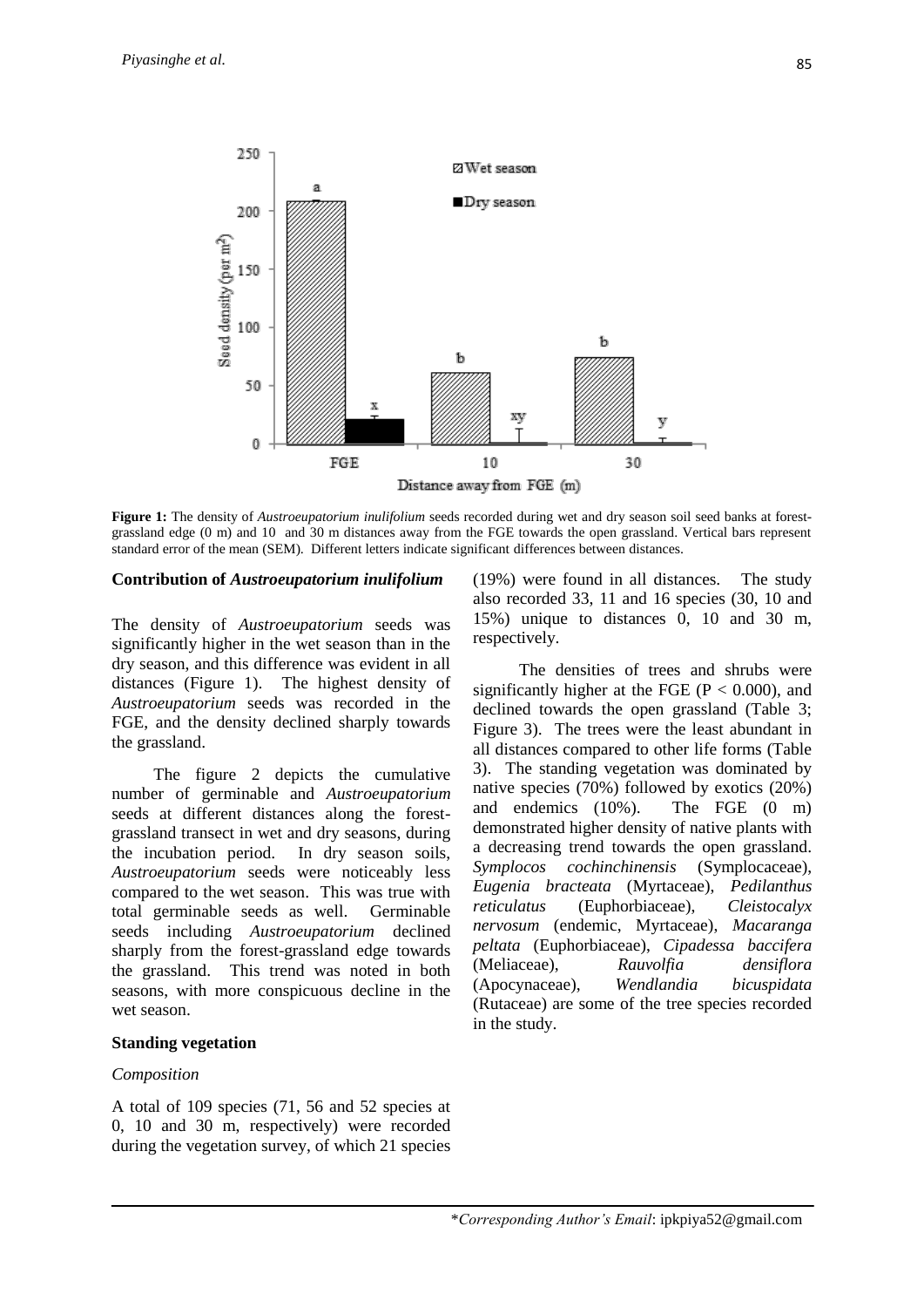**Figure 1:** The density of *Austroeupatorium inulifolium* seeds recorded during wet and dry season soil seed banks at forest-grassland edge (0 m) and 10 and 30 m distances away from the FGE towards the open grassland. Vertical bars represent standard error of the mean (SEM). Different letters indicate significant differences between distances.

**Contribution of *Austroeupatorium inulifolium***

The density of *Austroeupatorium* seeds was significantly higher in the wet season than in the dry season, and this difference was evident in all distances (Figure 1). The highest density of *Austroeupatorium* seeds was recorded in the FGE, and the density declined sharply towards the grassland.

The figure 2 depicts the cumulative number of germinable and *Austroeupatorium* seeds at different distances along the forest-grassland transect in wet and dry seasons, during the incubation period. In dry season soils, *Austroeupatorium* seeds were noticeably less compared to the wet season. This was true with total germinable seeds as well. Germinable seeds including *Austroeupatorium* declined sharply from the forest-grassland edge towards the grassland. This trend was noted in both seasons, with more conspicuous decline in the wet season.

**Standing vegetation**

*Composition*

A total of 109 species (71, 56 and 52 species at 0, 10 and 30 m, respectively) were recorded during the vegetation survey, of which 21 species (19%) were found in all distances. The study also recorded 33, 11 and 16 species (30, 10 and 15%) unique to distances 0, 10 and 30 m, respectively.

The densities of trees and shrubs were significantly higher at the FGE ($P < 0.000$), and declined towards the open grassland (Table 3; Figure 3). The trees were the least abundant in all distances compared to other life forms (Table 3). The standing vegetation was dominated by native species (70%) followed by exotics (20%) and endemics (10%). The FGE (0 m) demonstrated higher density of native plants with a decreasing trend towards the open grassland. *Symplocos cochinchinensis* (Symplocaceae), *Eugenia bracteata* (Myrtaceae), *Pedilanthus reticulatus* (Euphorbiaceae), *Cleistocalyx nervosum* (endemic, Myrtaceae), *Macaranga peltata* (Euphorbiaceae), *Cipadessa baccifera* (Meliaceae), *Rauvolfia densiflora* (Apocynaceae), *Wendlandia bicuspidata* (Rutaceae) are some of the tree species recorded in the study.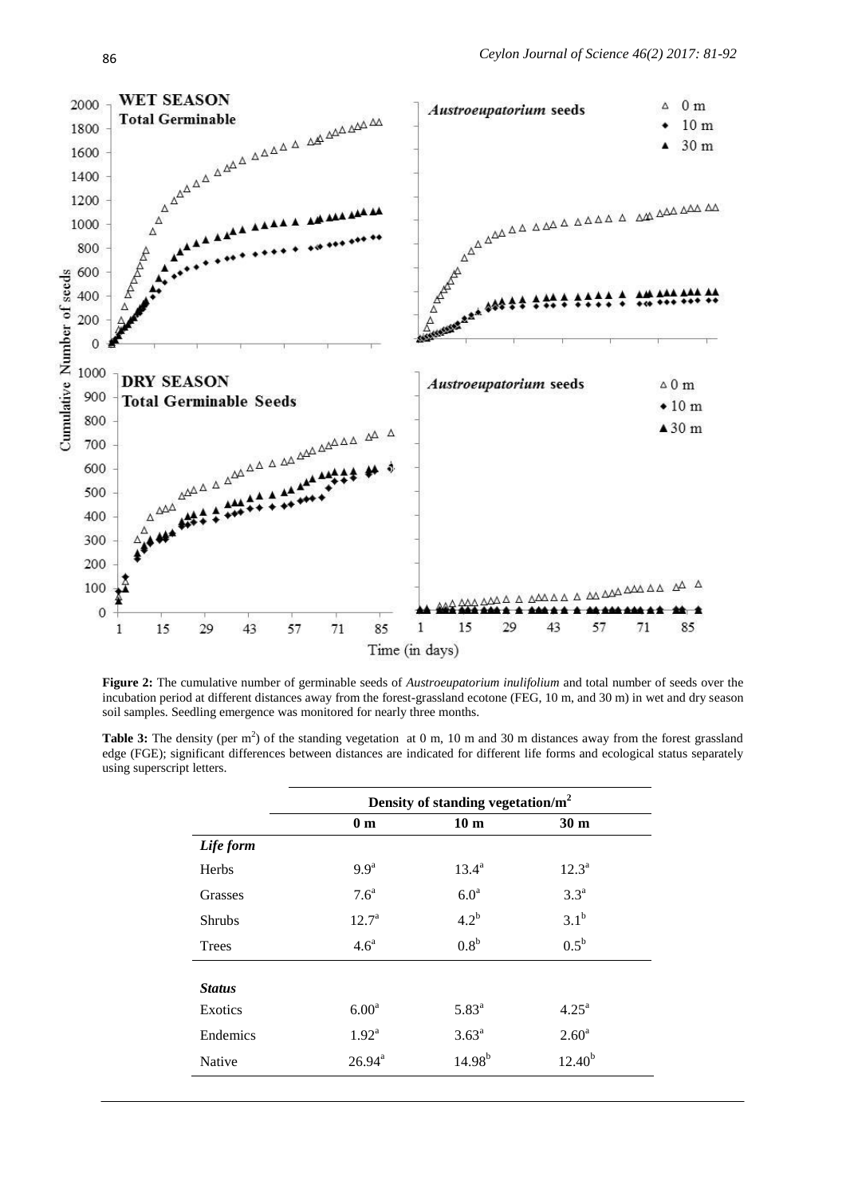**Figure 2:** The cumulative number of germinable seeds of *Austroeupatorium inulifolium* and total number of seeds over the incubation period at different distances away from the forest-grassland ecotone (FEG, 10 m, and 30 m) in wet and dry season soil samples. Seedling emergence was monitored for nearly three months.

**Table 3:** The density (per $m^2$) of the standing vegetation at 0 m, 10 m and 30 m distances away from the forest grassland edge (FGE); significant differences between distances are indicated for different life forms and ecological status separately using superscript letters.

| | Density of standing vegetation/$m^2$ | | |
|---|---|---|---|
| | 0 m | 10 m | 30 m |
| ***Life form*** | | | |
| Herbs | $9.9^a$ | $13.4^a$ | $12.3^a$ |
| Grasses | $7.6^a$ | $6.0^a$ | $3.3^a$ |
| Shrubs | $12.7^a$ | $4.2^b$ | $3.1^b$ |
| Trees | $4.6^a$ | $0.8^b$ | $0.5^b$ |
| ***Status*** | | | |
| Exotics | $6.00^a$ | $5.83^a$ | $4.25^a$ |
| Endemics | $1.92^a$ | $3.63^a$ | $2.60^a$ |
| Native | $26.94^a$ | $14.98^b$ | $12.40^b$ |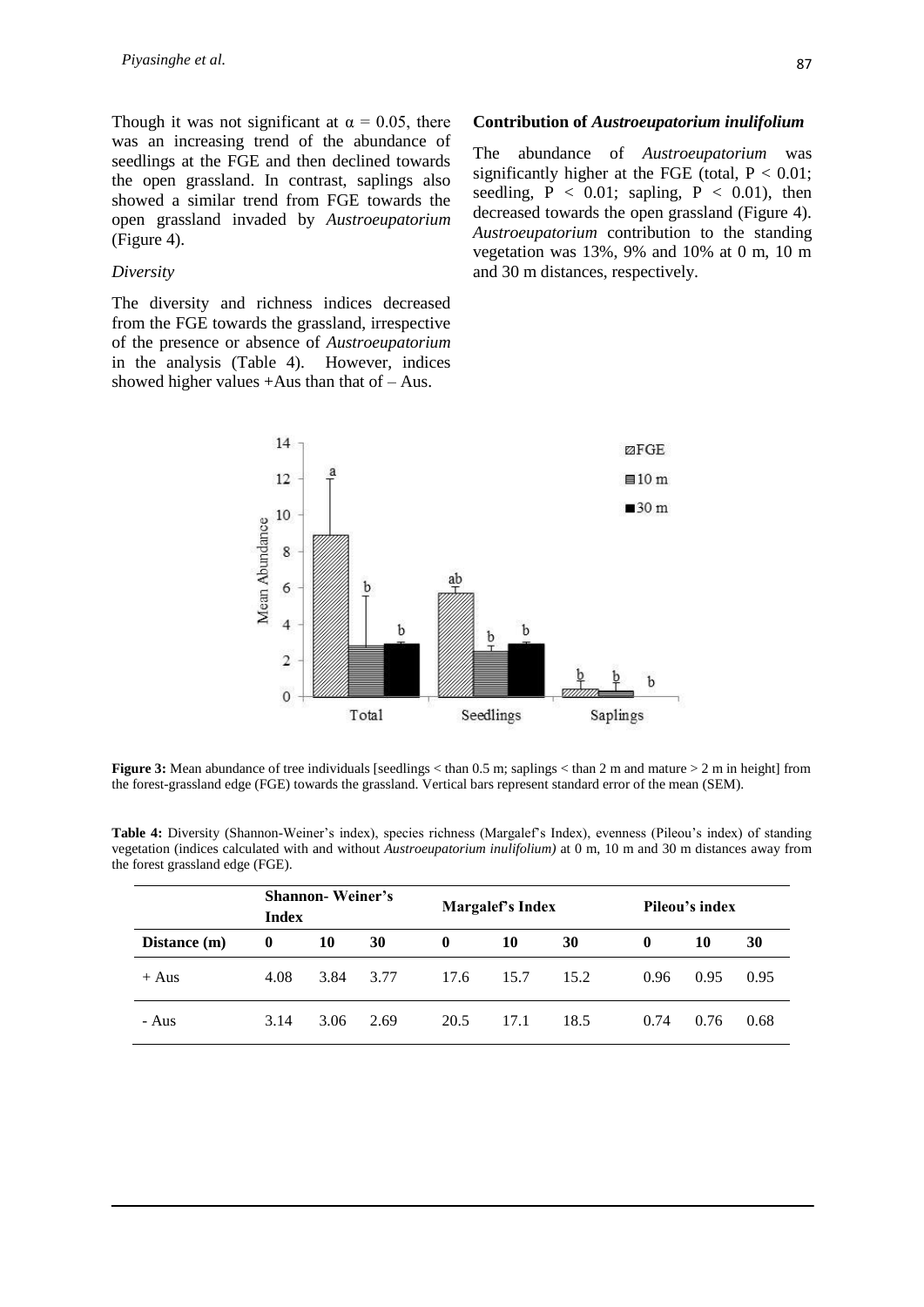Though it was not significant at $\alpha = 0.05$, there was an increasing trend of the abundance of seedlings at the FGE and then declined towards the open grassland. In contrast, saplings also showed a similar trend from FGE towards the open grassland invaded by *Austroeupatorium* (Figure 4).

*Diversity*

The diversity and richness indices decreased from the FGE towards the grassland, irrespective of the presence or absence of *Austroeupatorium* in the analysis (Table 4). However, indices showed higher values +Aus than that of – Aus.

**Contribution of *Austroeupatorium inulifolium***

The abundance of *Austroeupatorium* was significantly higher at the FGE (total, $P < 0.01$; seedling, $P < 0.01$; sapling, $P < 0.01$), then decreased towards the open grassland (Figure 4). *Austroeupatorium* contribution to the standing vegetation was 13%, 9% and 10% at 0 m, 10 m and 30 m distances, respectively.

**Figure 3:** Mean abundance of tree individuals [seedlings < than 0.5 m; saplings < than 2 m and mature > 2 m in height] from the forest-grassland edge (FGE) towards the grassland. Vertical bars represent standard error of the mean (SEM).

**Table 4:** Diversity (Shannon-Weiner's index), species richness (Margalef's Index), evenness (Pileou's index) of standing vegetation (indices calculated with and without *Austroeupatorium inulifolium)* at 0 m, 10 m and 30 m distances away from the forest grassland edge (FGE).

| | Shannon- Weiner's Index | | | Margalef's Index | | | Pileou's index | | |
|---|---|---|---|---|---|---|---|---|---|
| **Distance (m)** | **0** | **10** | **30** | **0** | **10** | **30** | **0** | **10** | **30** |
| + Aus | 4.08 | 3.84 | 3.77 | 17.6 | 15.7 | 15.2 | 0.96 | 0.95 | 0.95 |
| - Aus | 3.14 | 3.06 | 2.69 | 20.5 | 17.1 | 18.5 | 0.74 | 0.76 | 0.68 |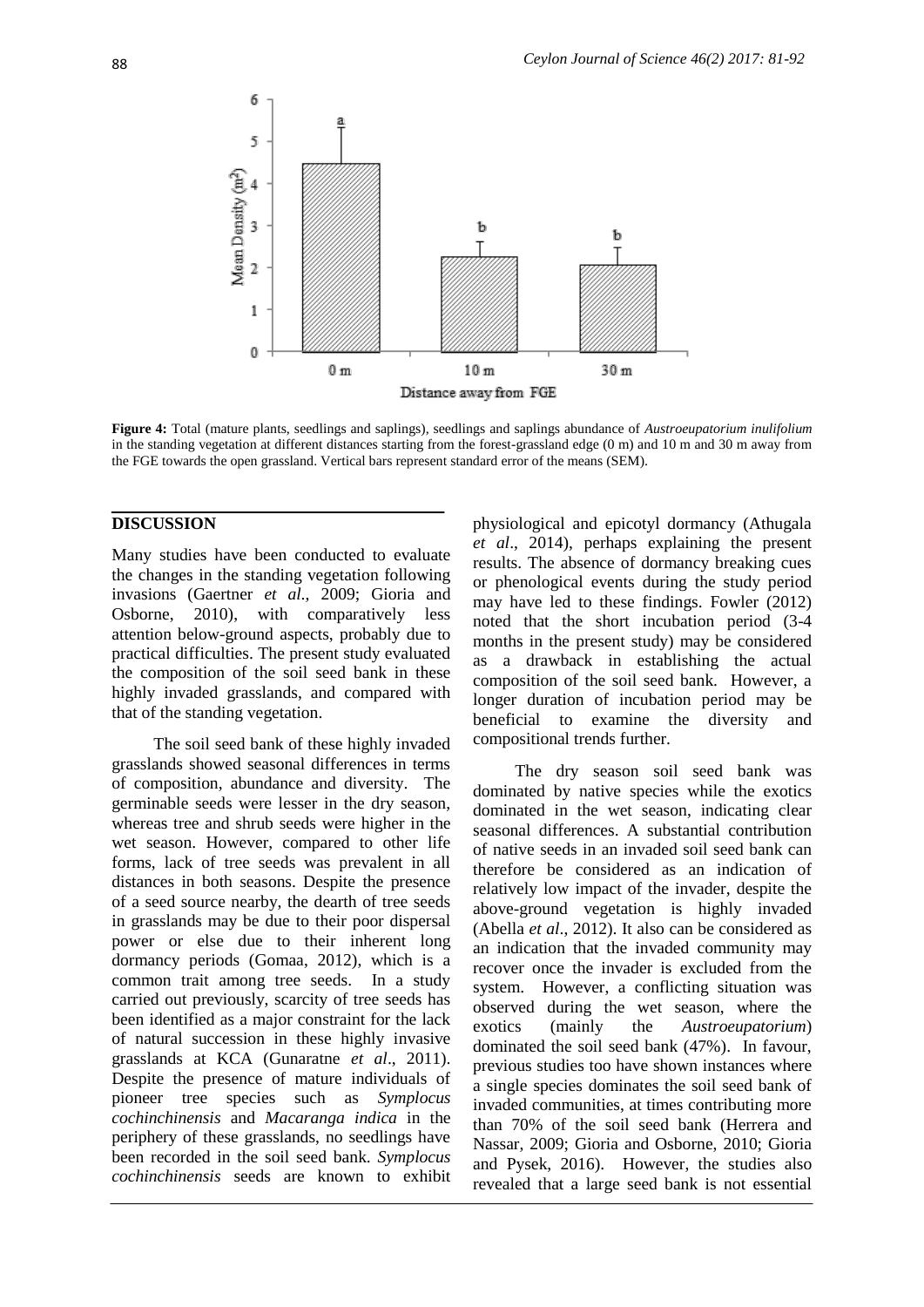**Figure 4:** Total (mature plants, seedlings and saplings), seedlings and saplings abundance of *Austroeupatorium inulifolium* in the standing vegetation at different distances starting from the forest-grassland edge (0 m) and 10 m and 30 m away from the FGE towards the open grassland. Vertical bars represent standard error of the means (SEM).

## DISCUSSION

Many studies have been conducted to evaluate the changes in the standing vegetation following invasions (Gaertner *et al*., 2009; Gioria and Osborne, 2010), with comparatively less attention below-ground aspects, probably due to practical difficulties. The present study evaluated the composition of the soil seed bank in these highly invaded grasslands, and compared with that of the standing vegetation.

The soil seed bank of these highly invaded grasslands showed seasonal differences in terms of composition, abundance and diversity. The germinable seeds were lesser in the dry season, whereas tree and shrub seeds were higher in the wet season. However, compared to other life forms, lack of tree seeds was prevalent in all distances in both seasons. Despite the presence of a seed source nearby, the dearth of tree seeds in grasslands may be due to their poor dispersal power or else due to their inherent long dormancy periods (Gomaa, 2012), which is a common trait among tree seeds. In a study carried out previously, scarcity of tree seeds has been identified as a major constraint for the lack of natural succession in these highly invasive grasslands at KCA (Gunaratne *et al*., 2011). Despite the presence of mature individuals of pioneer tree species such as *Symplocus cochinchinensis* and *Macaranga indica* in the periphery of these grasslands, no seedlings have been recorded in the soil seed bank. *Symplocus cochinchinensis* seeds are known to exhibit physiological and epicotyl dormancy (Athugala *et al*., 2014), perhaps explaining the present results. The absence of dormancy breaking cues or phenological events during the study period may have led to these findings. Fowler (2012) noted that the short incubation period (3-4 months in the present study) may be considered as a drawback in establishing the actual composition of the soil seed bank. However, a longer duration of incubation period may be beneficial to examine the diversity and compositional trends further.

The dry season soil seed bank was dominated by native species while the exotics dominated in the wet season, indicating clear seasonal differences. A substantial contribution of native seeds in an invaded soil seed bank can therefore be considered as an indication of relatively low impact of the invader, despite the above-ground vegetation is highly invaded (Abella *et al*., 2012). It also can be considered as an indication that the invaded community may recover once the invader is excluded from the system. However, a conflicting situation was observed during the wet season, where the exotics (mainly the *Austroeupatorium*) dominated the soil seed bank (47%). In favour, previous studies too have shown instances where a single species dominates the soil seed bank of invaded communities, at times contributing more than 70% of the soil seed bank (Herrera and Nassar, 2009; Gioria and Osborne, 2010; Gioria and Pysek, 2016). However, the studies also revealed that a large seed bank is not essential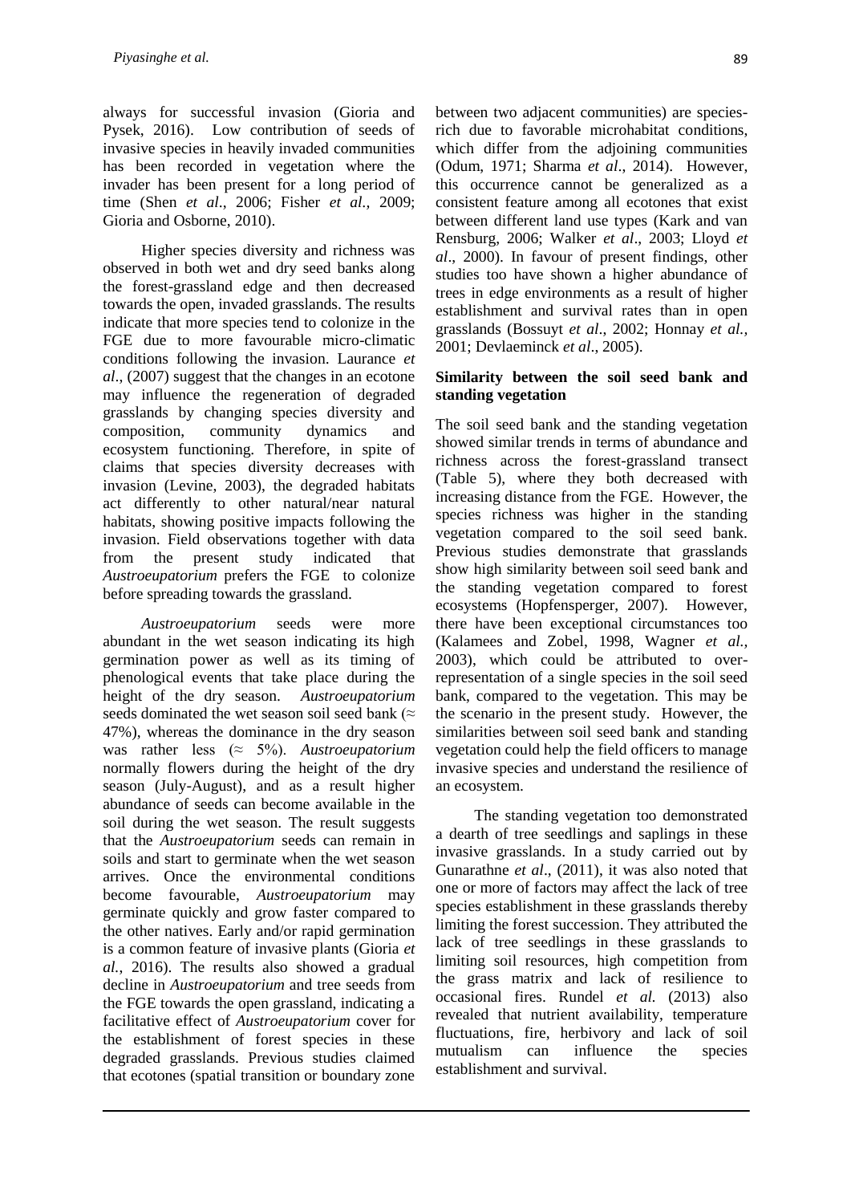always for successful invasion (Gioria and Pysek, 2016). Low contribution of seeds of invasive species in heavily invaded communities has been recorded in vegetation where the invader has been present for a long period of time (Shen *et al*., 2006; Fisher *et al.,* 2009; Gioria and Osborne, 2010).

Higher species diversity and richness was observed in both wet and dry seed banks along the forest-grassland edge and then decreased towards the open, invaded grasslands. The results indicate that more species tend to colonize in the FGE due to more favourable micro-climatic conditions following the invasion. Laurance *et al*., (2007) suggest that the changes in an ecotone may influence the regeneration of degraded grasslands by changing species diversity and composition, community dynamics and ecosystem functioning. Therefore, in spite of claims that species diversity decreases with invasion (Levine, 2003), the degraded habitats act differently to other natural/near natural habitats, showing positive impacts following the invasion. Field observations together with data from the present study indicated that *Austroeupatorium* prefers the FGE to colonize before spreading towards the grassland.

*Austroeupatorium* seeds were more abundant in the wet season indicating its high germination power as well as its timing of phenological events that take place during the height of the dry season. *Austroeupatorium* seeds dominated the wet season soil seed bank (≈ 47%), whereas the dominance in the dry season was rather less (≈ 5%). *Austroeupatorium* normally flowers during the height of the dry season (July-August), and as a result higher abundance of seeds can become available in the soil during the wet season. The result suggests that the *Austroeupatorium* seeds can remain in soils and start to germinate when the wet season arrives. Once the environmental conditions become favourable, *Austroeupatorium* may germinate quickly and grow faster compared to the other natives. Early and/or rapid germination is a common feature of invasive plants (Gioria *et al.*, 2016). The results also showed a gradual decline in *Austroeupatorium* and tree seeds from the FGE towards the open grassland, indicating a facilitative effect of *Austroeupatorium* cover for the establishment of forest species in these degraded grasslands. Previous studies claimed that ecotones (spatial transition or boundary zone between two adjacent communities) are species-rich due to favorable microhabitat conditions, which differ from the adjoining communities (Odum, 1971; Sharma *et al*., 2014). However, this occurrence cannot be generalized as a consistent feature among all ecotones that exist between different land use types (Kark and van Rensburg, 2006; Walker *et al*., 2003; Lloyd *et al*., 2000). In favour of present findings, other studies too have shown a higher abundance of trees in edge environments as a result of higher establishment and survival rates than in open grasslands (Bossuyt *et al*., 2002; Honnay *et al.,* 2001; Devlaeminck *et al*., 2005).

**Similarity between the soil seed bank and standing vegetation**

The soil seed bank and the standing vegetation showed similar trends in terms of abundance and richness across the forest-grassland transect (Table 5), where they both decreased with increasing distance from the FGE. However, the species richness was higher in the standing vegetation compared to the soil seed bank. Previous studies demonstrate that grasslands show high similarity between soil seed bank and the standing vegetation compared to forest ecosystems (Hopfensperger, 2007). However, there have been exceptional circumstances too (Kalamees and Zobel, 1998, Wagner *et al.*, 2003), which could be attributed to over-representation of a single species in the soil seed bank, compared to the vegetation. This may be the scenario in the present study. However, the similarities between soil seed bank and standing vegetation could help the field officers to manage invasive species and understand the resilience of an ecosystem.

The standing vegetation too demonstrated a dearth of tree seedlings and saplings in these invasive grasslands. In a study carried out by Gunarathne *et al*., (2011), it was also noted that one or more of factors may affect the lack of tree species establishment in these grasslands thereby limiting the forest succession. They attributed the lack of tree seedlings in these grasslands to limiting soil resources, high competition from the grass matrix and lack of resilience to occasional fires. Rundel *et al.* (2013) also revealed that nutrient availability, temperature fluctuations, fire, herbivory and lack of soil mutualism can influence the species establishment and survival.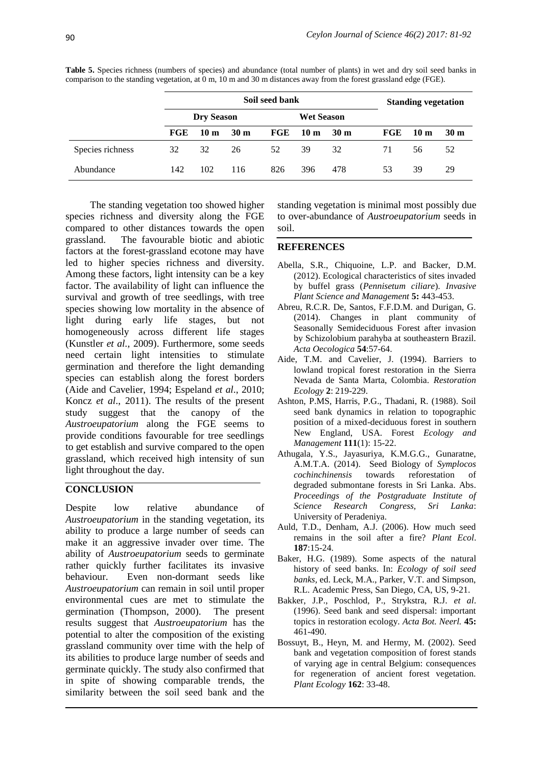**Table 5.** Species richness (numbers of species) and abundance (total number of plants) in wet and dry soil seed banks in comparison to the standing vegetation, at 0 m, 10 m and 30 m distances away from the forest grassland edge (FGE).

| | Soil seed bank | | | | | | Standing vegetation | | |
|---|---|---|---|---|---|---|---|---|---|
| | Dry Season | | | Wet Season | | | | | |
| | FGE | 10 m | 30 m | FGE | 10 m | 30 m | FGE | 10 m | 30 m |
| Species richness | 32 | 32 | 26 | 52 | 39 | 32 | 71 | 56 | 52 |
| Abundance | 142 | 102 | 116 | 826 | 396 | 478 | 53 | 39 | 29 |

The standing vegetation too showed higher species richness and diversity along the FGE compared to other distances towards the open grassland. The favourable biotic and abiotic factors at the forest-grassland ecotone may have led to higher species richness and diversity. Among these factors, light intensity can be a key factor. The availability of light can influence the survival and growth of tree seedlings, with tree species showing low mortality in the absence of light during early life stages, but not homogeneously across different life stages (Kunstler *et al.*, 2009). Furthermore, some seeds need certain light intensities to stimulate germination and therefore the light demanding species can establish along the forest borders (Aide and Cavelier, 1994; Espeland *et al*., 2010; Koncz *et al*., 2011). The results of the present study suggest that the canopy of the *Austroeupatorium* along the FGE seems to provide conditions favourable for tree seedlings to get establish and survive compared to the open grassland, which received high intensity of sun light throughout the day.

## CONCLUSION

Despite low relative abundance of *Austroeupatorium* in the standing vegetation, its ability to produce a large number of seeds can make it an aggressive invader over time. The ability of *Austroeupatorium* seeds to germinate rather quickly further facilitates its invasive behaviour. Even non-dormant seeds like *Austroeupatorium* can remain in soil until proper environmental cues are met to stimulate the germination (Thompson, 2000). The present results suggest that *Austroeupatorium* has the potential to alter the composition of the existing grassland community over time with the help of its abilities to produce large number of seeds and germinate quickly. The study also confirmed that in spite of showing comparable trends, the similarity between the soil seed bank and the standing vegetation is minimal most possibly due to over-abundance of *Austroeupatorium* seeds in soil.

## REFERENCES

Abella, S.R., Chiquoine, L.P. and Backer, D.M. (2012). Ecological characteristics of sites invaded by buffel grass (*Pennisetum ciliare*). *Invasive Plant Science and Management* **5:** 443-453.

Abreu, R.C.R. De, Santos, F.F.D.M. and Durigan, G. (2014). Changes in plant community of Seasonally Semideciduous Forest after invasion by Schizolobium parahyba at southeastern Brazil. *Acta Oecologica* **54**:57-64.

Aide, T.M. and Cavelier, J. (1994). Barriers to lowland tropical forest restoration in the Sierra Nevada de Santa Marta, Colombia. *Restoration Ecology* **2**: 219-229.

Ashton, P.MS, Harris, P.G., Thadani, R. (1988). Soil seed bank dynamics in relation to topographic position of a mixed-deciduous forest in southern New England, USA. Forest *Ecology and Management* **111**(1): 15-22.

Athugala, Y.S., Jayasuriya, K.M.G.G., Gunaratne, A.M.T.A. (2014). Seed Biology of *Symplocos cochinchinensis* towards reforestation of degraded submontane forests in Sri Lanka. Abs. *Proceedings of the Postgraduate Institute of Science Research Congress, Sri Lanka*: University of Peradeniya.

Auld, T.D., Denham, A.J. (2006). How much seed remains in the soil after a fire? *Plant Ecol*. **187**:15-24.

Baker, H.G. (1989). Some aspects of the natural history of seed banks. In: *Ecology of soil seed banks*, ed. Leck, M.A., Parker, V.T. and Simpson, R.L. Academic Press, San Diego, CA, US, 9-21.

Bakker, J.P., Poschlod, P., Strykstra, R.J. *et al*. (1996). Seed bank and seed dispersal: important topics in restoration ecology. *Acta Bot. Neerl.* **45:** 461-490.

Bossuyt, B., Heyn, M. and Hermy, M. (2002). Seed bank and vegetation composition of forest stands of varying age in central Belgium: consequences for regeneration of ancient forest vegetation. *Plant Ecology* **162**: 33-48.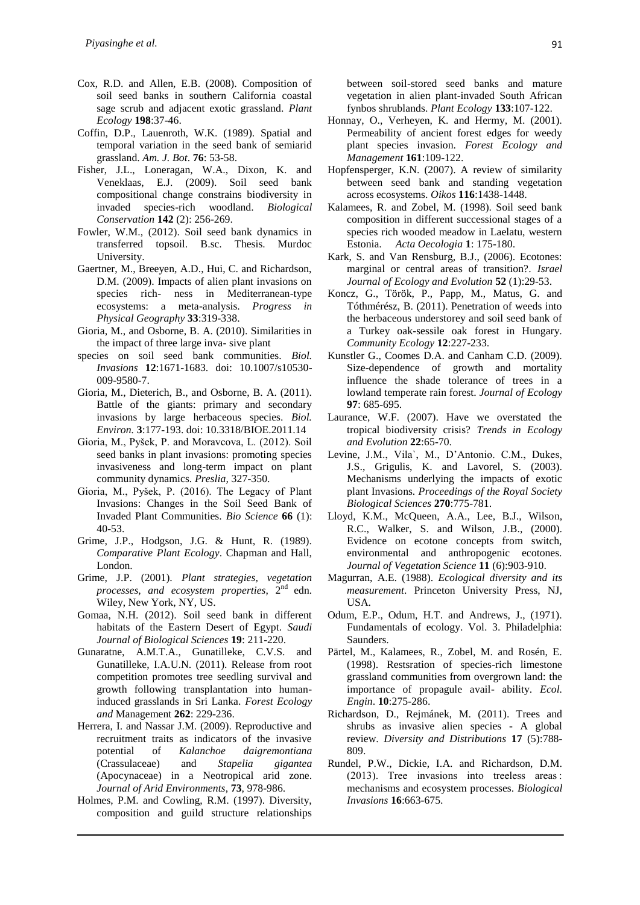Cox, R.D. and Allen, E.B. (2008). Composition of soil seed banks in southern California coastal sage scrub and adjacent exotic grassland. *Plant Ecology* **198**:37-46.

Coffin, D.P., Lauenroth, W.K. (1989). Spatial and temporal variation in the seed bank of semiarid grassland. *Am. J. Bot.* **76**: 53-58.

Fisher, J.L., Loneragan, W.A., Dixon, K. and Veneklaas, E.J. (2009). Soil seed bank compositional change constrains biodiversity in invaded species-rich woodland. *Biological Conservation* **142** (2): 256-269.

Fowler, W.M., (2012). Soil seed bank dynamics in transferred topsoil. B.sc. Thesis. Murdoc University.

Gaertner, M., Breeyen, A.D., Hui, C. and Richardson, D.M. (2009). Impacts of alien plant invasions on species rich- ness in Mediterranean-type ecosystems: a meta-analysis. *Progress in Physical Geography* **33**:319-338.

Gioria, M., and Osborne, B. A. (2010). Similarities in the impact of three large inva- sive plant

species on soil seed bank communities. *Biol. Invasions* **12**:1671-1683. doi: 10.1007/s10530-009-9580-7.

Gioria, M., Dieterich, B., and Osborne, B. A. (2011). Battle of the giants: primary and secondary invasions by large herbaceous species. *Biol. Environ.* **3**:177-193. doi: 10.3318/BIOE.2011.14

Gioria, M., Pyšek, P. and Moravcova, L. (2012). Soil seed banks in plant invasions: promoting species invasiveness and long-term impact on plant community dynamics. *Preslia*, 327-350.

Gioria, M., Pyšek, P. (2016). The Legacy of Plant Invasions: Changes in the Soil Seed Bank of Invaded Plant Communities. *Bio Science* **66** (1): 40-53.

Grime, J.P., Hodgson, J.G. & Hunt, R. (1989). *Comparative Plant Ecology*. Chapman and Hall, London.

Grime, J.P. (2001). *Plant strategies, vegetation processes, and ecosystem properties*, 2nd edn. Wiley, New York, NY, US.

Gomaa, N.H. (2012). Soil seed bank in different habitats of the Eastern Desert of Egypt. *Saudi Journal of Biological Sciences* **19**: 211-220.

Gunaratne, A.M.T.A., Gunatilleke, C.V.S. and Gunatilleke, I.A.U.N. (2011). Release from root competition promotes tree seedling survival and growth following transplantation into human-induced grasslands in Sri Lanka. *Forest Ecology and* Management **262**: 229-236.

Herrera, I. and Nassar J.M. (2009). Reproductive and recruitment traits as indicators of the invasive potential of *Kalanchoe daigremontiana* (Crassulaceae) and *Stapelia gigantea* (Apocynaceae) in a Neotropical arid zone. *Journal of Arid Environments*, **73**, 978-986.

Holmes, P.M. and Cowling, R.M. (1997). Diversity, composition and guild structure relationships between soil-stored seed banks and mature vegetation in alien plant-invaded South African fynbos shrublands. *Plant Ecology* **133**:107-122.

Honnay, O., Verheyen, K. and Hermy, M. (2001). Permeability of ancient forest edges for weedy plant species invasion. *Forest Ecology and Management* **161**:109-122.

Hopfensperger, K.N. (2007). A review of similarity between seed bank and standing vegetation across ecosystems. *Oikos* **116**:1438-1448.

Kalamees, R. and Zobel, M. (1998). Soil seed bank composition in different successional stages of a species rich wooded meadow in Laelatu, western Estonia. *Acta Oecologia* **1**: 175-180.

Kark, S. and Van Rensburg, B.J., (2006). Ecotones: marginal or central areas of transition?. *Israel Journal of Ecology and Evolution* **52** (1):29-53.

Koncz, G., Török, P., Papp, M., Matus, G. and Tóthmérész, B. (2011). Penetration of weeds into the herbaceous understorey and soil seed bank of a Turkey oak-sessile oak forest in Hungary. *Community Ecology* **12**:227-233.

Kunstler G., Coomes D.A. and Canham C.D. (2009). Size-dependence of growth and mortality influence the shade tolerance of trees in a lowland temperate rain forest. *Journal of Ecology* **97**: 685-695.

Laurance, W.F. (2007). Have we overstated the tropical biodiversity crisis? *Trends in Ecology and Evolution* **22**:65-70.

Levine, J.M., Vila`, M., D'Antonio. C.M., Dukes, J.S., Grigulis, K. and Lavorel, S. (2003). Mechanisms underlying the impacts of exotic plant Invasions. *Proceedings of the Royal Society Biological Sciences* **270**:775-781.

Lloyd, K.M., McQueen, A.A., Lee, B.J., Wilson, R.C., Walker, S. and Wilson, J.B., (2000). Evidence on ecotone concepts from switch, environmental and anthropogenic ecotones. *Journal of Vegetation Science* **11** (6):903-910.

Magurran, A.E. (1988). *Ecological diversity and its measurement*. Princeton University Press, NJ, USA.

Odum, E.P., Odum, H.T. and Andrews, J., (1971). Fundamentals of ecology. Vol. 3. Philadelphia: Saunders.

Pärtel, M., Kalamees, R., Zobel, M. and Rosén, E. (1998). Restsration of species-rich limestone grassland communities from overgrown land: the importance of propagule avail- ability. *Ecol. Engin*. **10**:275-286.

Richardson, D., Rejmánek, M. (2011). Trees and shrubs as invasive alien species - A global review. *Diversity and Distributions* **17** (5):788-809.

Rundel, P.W., Dickie, I.A. and Richardson, D.M. (2013). Tree invasions into treeless areas : mechanisms and ecosystem processes. *Biological Invasions* **16**:663-675.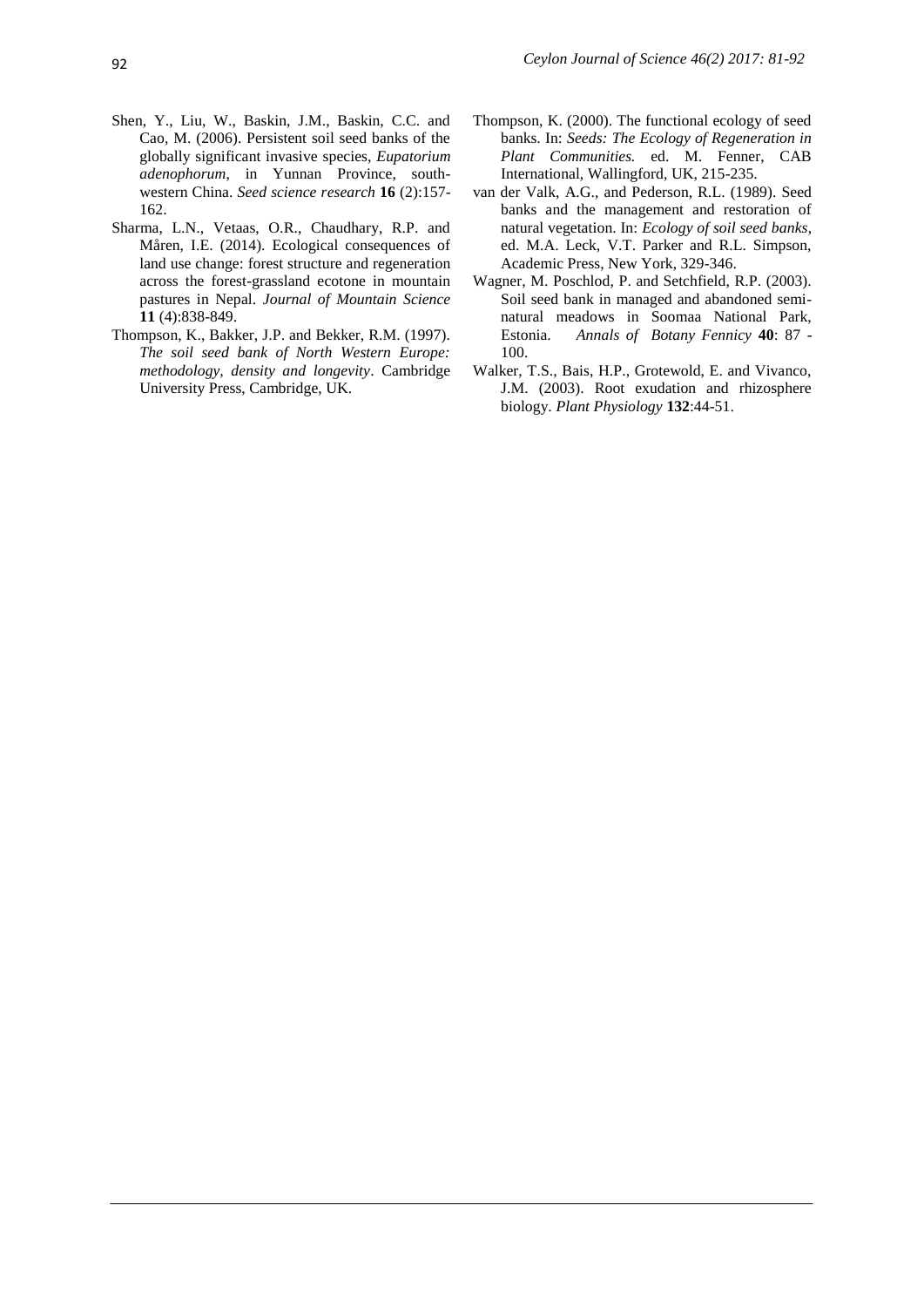Shen, Y., Liu, W., Baskin, J.M., Baskin, C.C. and Cao, M. (2006). Persistent soil seed banks of the globally significant invasive species, *Eupatorium adenophorum*, in Yunnan Province, south-western China. *Seed science research* **16** (2):157-162.

Sharma, L.N., Vetaas, O.R., Chaudhary, R.P. and Måren, I.E. (2014). Ecological consequences of land use change: forest structure and regeneration across the forest-grassland ecotone in mountain pastures in Nepal. *Journal of Mountain Science* **11** (4):838-849.

Thompson, K., Bakker, J.P. and Bekker, R.M. (1997). *The soil seed bank of North Western Europe: methodology, density and longevity*. Cambridge University Press, Cambridge, UK.

Thompson, K. (2000). The functional ecology of seed banks. In: *Seeds: The Ecology of Regeneration in Plant Communities.* ed. M. Fenner, CAB International, Wallingford, UK, 215-235.

van der Valk, A.G., and Pederson, R.L. (1989). Seed banks and the management and restoration of natural vegetation. In: *Ecology of soil seed banks*, ed. M.A. Leck, V.T. Parker and R.L. Simpson, Academic Press, New York, 329-346.

Wagner, M. Poschlod, P. and Setchfield, R.P. (2003). Soil seed bank in managed and abandoned semi-natural meadows in Soomaa National Park, Estonia. *Annals of Botany Fennicy* **40**: 87 - 100.

Walker, T.S., Bais, H.P., Grotewold, E. and Vivanco, J.M. (2003). Root exudation and rhizosphere biology. *Plant Physiology* **132**:44-51.